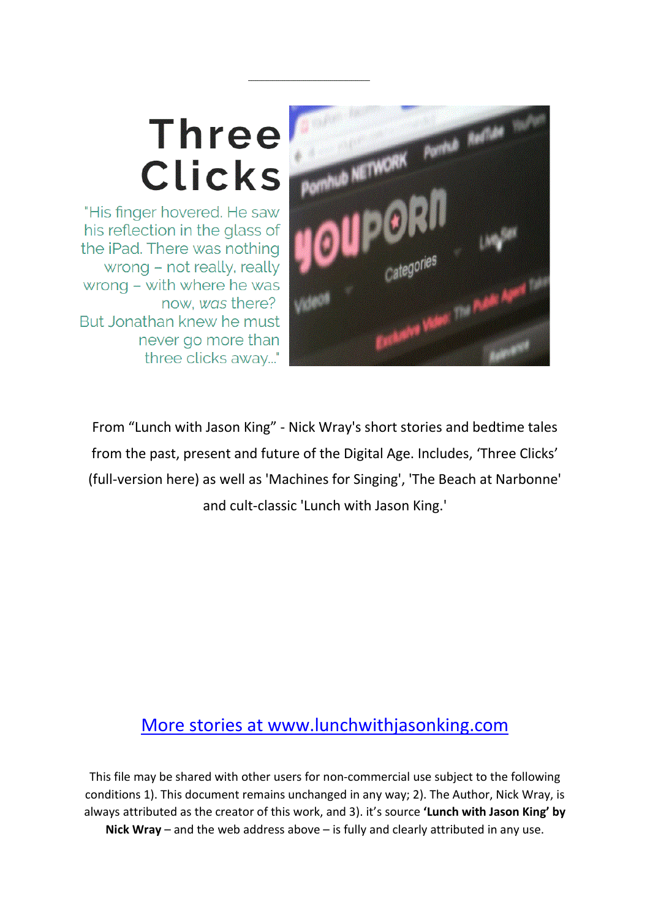# Three Clicks

"His finger hovered. He saw his reflection in the glass of the iPad. There was nothing wrong – not really, really wrong – with where he was now, *was* there? But Jonathan knew he must never go more than three clicks away..."

From "Lunch with Jason King" - Nick Wray's short stories and bedtime tales from the past, present and future of the Digital Age. Includes, 'Three Clicks' (full-version here) as well as 'Machines for Singing', 'The Beach at Narbonne' and cult-classic 'Lunch with Jason King.'

[More stories at www.lunchwithjasonking.com](http://www.lunchwithjasonking.com)

This file may be shared with other users for non-commercial use subject to the following conditions 1). This document remains unchanged in any way; 2). The Author, Nick Wray, is always attributed as the creator of this work, and 3). it's source **'Lunch with Jason King' by Nick Wray** – and the web address above – is fully and clearly attributed in any use.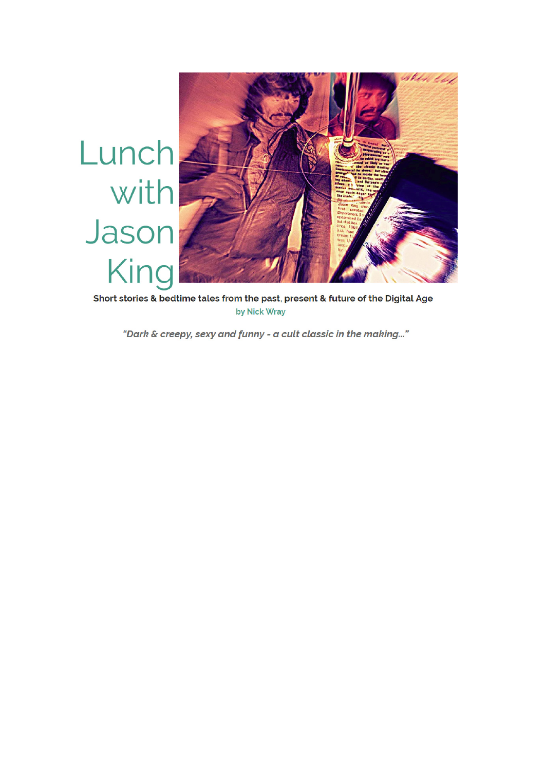# Lunch with Jason King

**Short stories & bedtime tales from the past, present & future of the Digital Age**

by Nick Wray

*"Dark & creepy, sexy and funny - a cult classic in the making..."*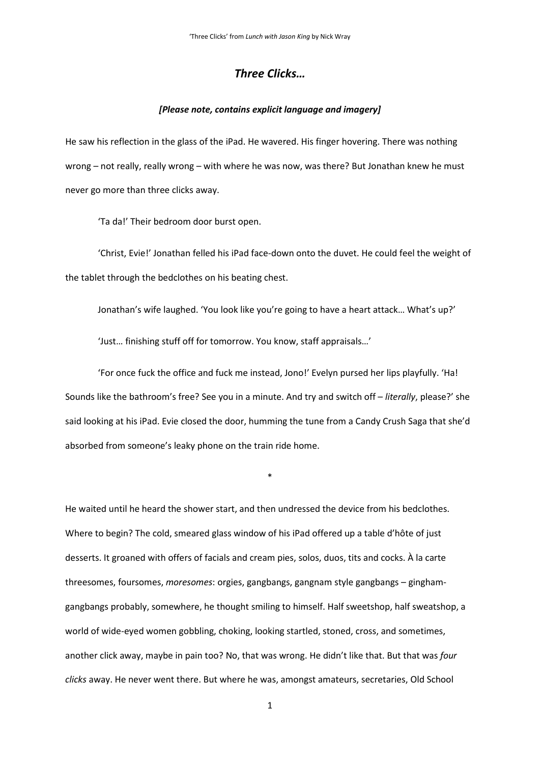# *Three Clicks…*

***[Please note, contains explicit language and imagery]***

He saw his reflection in the glass of the iPad. He wavered. His finger hovering. There was nothing wrong – not really, really wrong – with where he was now, was there? But Jonathan knew he must never go more than three clicks away.

'Ta da!' Their bedroom door burst open.

'Christ, Evie!' Jonathan felled his iPad face-down onto the duvet. He could feel the weight of the tablet through the bedclothes on his beating chest.

Jonathan's wife laughed. 'You look like you're going to have a heart attack… What's up?'

'Just… finishing stuff off for tomorrow. You know, staff appraisals…'

'For once fuck the office and fuck me instead, Jono!' Evelyn pursed her lips playfully. 'Ha! Sounds like the bathroom's free? See you in a minute. And try and switch off – *literally*, please?' she said looking at his iPad. Evie closed the door, humming the tune from a Candy Crush Saga that she'd absorbed from someone's leaky phone on the train ride home.

*

He waited until he heard the shower start, and then undressed the device from his bedclothes. Where to begin? The cold, smeared glass window of his iPad offered up a table d'hôte of just desserts. It groaned with offers of facials and cream pies, solos, duos, tits and cocks. À la carte threesomes, foursomes, *moresomes*: orgies, gangbangs, gangnam style gangbangs – gingham-gangbangs probably, somewhere, he thought smiling to himself. Half sweetshop, half sweatshop, a world of wide-eyed women gobbling, choking, looking startled, stoned, cross, and sometimes, another click away, maybe in pain too? No, that was wrong. He didn't like that. But that was *four clicks* away. He never went there. But where he was, amongst amateurs, secretaries, Old School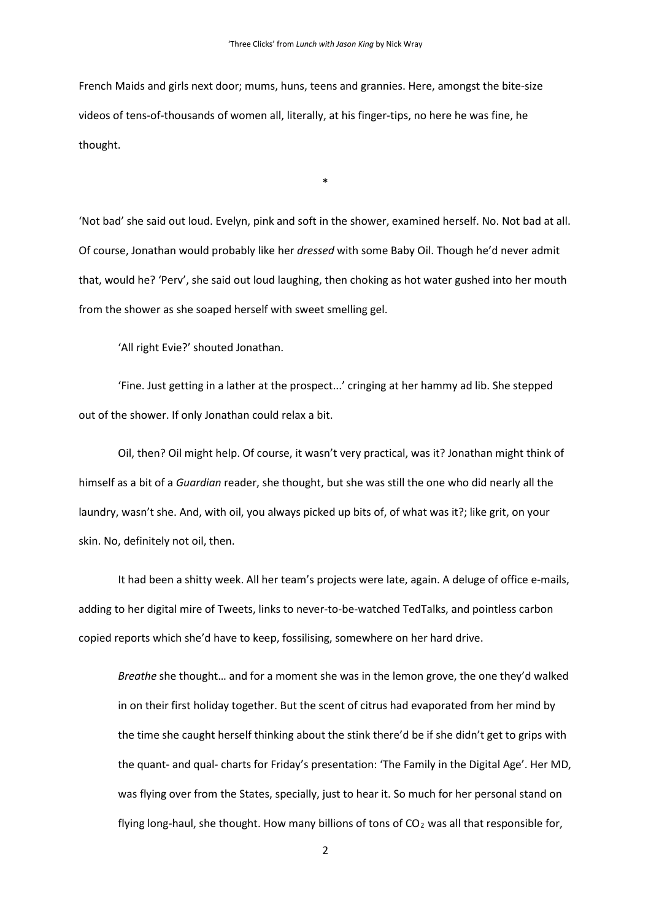French Maids and girls next door; mums, huns, teens and grannies. Here, amongst the bite-size videos of tens-of-thousands of women all, literally, at his finger-tips, no here he was fine, he thought.

*

'Not bad' she said out loud. Evelyn, pink and soft in the shower, examined herself. No. Not bad at all. Of course, Jonathan would probably like her *dressed* with some Baby Oil. Though he'd never admit that, would he? 'Perv', she said out loud laughing, then choking as hot water gushed into her mouth from the shower as she soaped herself with sweet smelling gel.

'All right Evie?' shouted Jonathan.

'Fine. Just getting in a lather at the prospect...' cringing at her hammy ad lib. She stepped out of the shower. If only Jonathan could relax a bit.

Oil, then? Oil might help. Of course, it wasn't very practical, was it? Jonathan might think of himself as a bit of a *Guardian* reader, she thought, but she was still the one who did nearly all the laundry, wasn't she. And, with oil, you always picked up bits of, of what was it?; like grit, on your skin. No, definitely not oil, then.

It had been a shitty week. All her team's projects were late, again. A deluge of office e-mails, adding to her digital mire of Tweets, links to never-to-be-watched TedTalks, and pointless carbon copied reports which she'd have to keep, fossilising, somewhere on her hard drive.

> *Breathe* she thought… and for a moment she was in the lemon grove, the one they'd walked in on their first holiday together. But the scent of citrus had evaporated from her mind by the time she caught herself thinking about the stink there'd be if she didn't get to grips with the quant- and qual- charts for Friday's presentation: 'The Family in the Digital Age'. Her MD, was flying over from the States, specially, just to hear it. So much for her personal stand on flying long-haul, she thought. How many billions of tons of $CO_2$ was all that responsible for,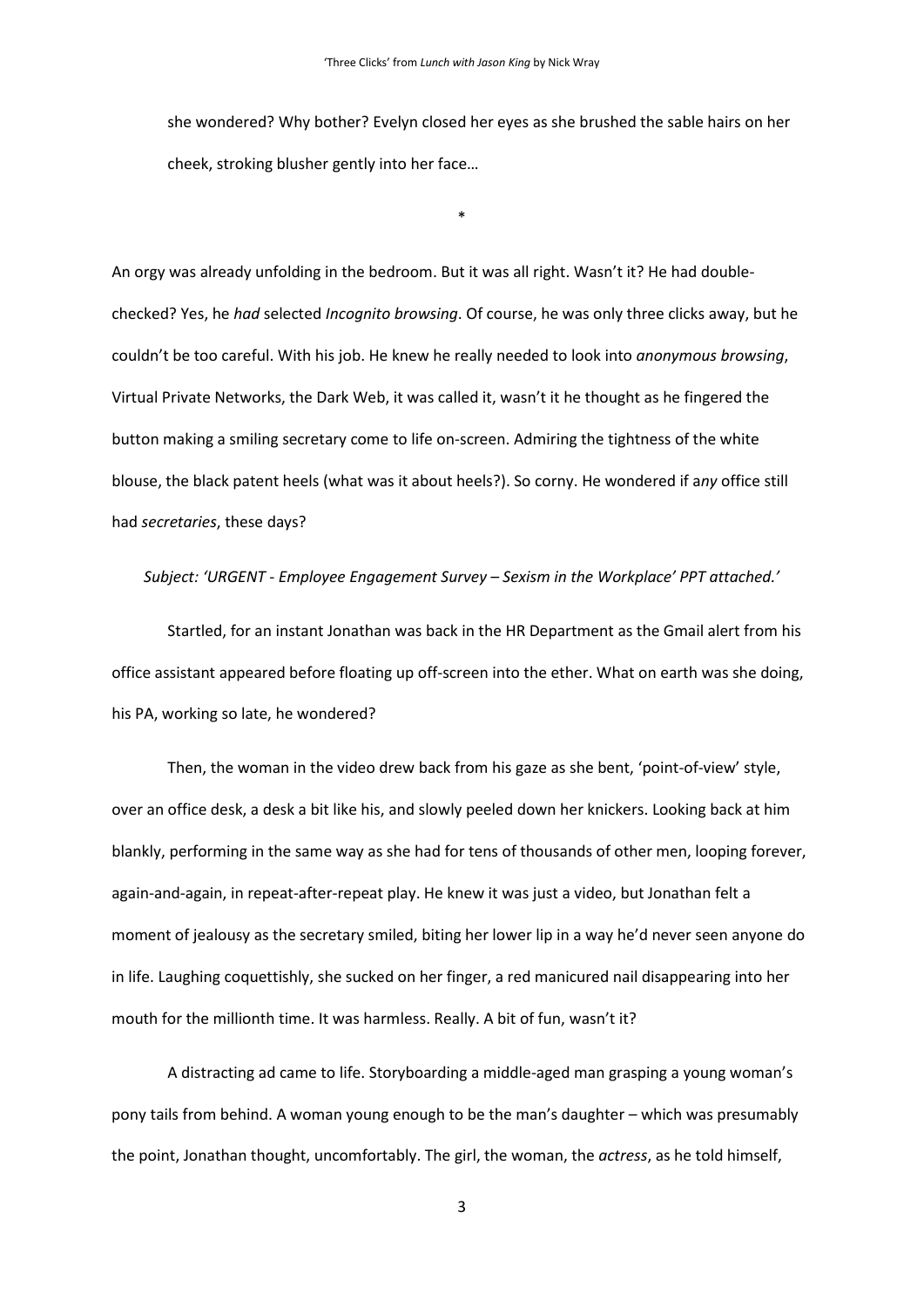she wondered? Why bother? Evelyn closed her eyes as she brushed the sable hairs on her cheek, stroking blusher gently into her face…

*

An orgy was already unfolding in the bedroom. But it was all right. Wasn't it? He had double-checked? Yes, he *had* selected *Incognito browsing*. Of course, he was only three clicks away, but he couldn't be too careful. With his job. He knew he really needed to look into *anonymous browsing*, Virtual Private Networks, the Dark Web, it was called it, wasn't it he thought as he fingered the button making a smiling secretary come to life on-screen. Admiring the tightness of the white blouse, the black patent heels (what was it about heels?). So corny. He wondered if a*ny* office still had *secretaries*, these days?

*Subject: 'URGENT - Employee Engagement Survey – Sexism in the Workplace' PPT attached.'*

Startled, for an instant Jonathan was back in the HR Department as the Gmail alert from his office assistant appeared before floating up off-screen into the ether. What on earth was she doing, his PA, working so late, he wondered?

Then, the woman in the video drew back from his gaze as she bent, 'point-of-view' style, over an office desk, a desk a bit like his, and slowly peeled down her knickers. Looking back at him blankly, performing in the same way as she had for tens of thousands of other men, looping forever, again-and-again, in repeat-after-repeat play. He knew it was just a video, but Jonathan felt a moment of jealousy as the secretary smiled, biting her lower lip in a way he'd never seen anyone do in life. Laughing coquettishly, she sucked on her finger, a red manicured nail disappearing into her mouth for the millionth time. It was harmless. Really. A bit of fun, wasn't it?

A distracting ad came to life. Storyboarding a middle-aged man grasping a young woman's pony tails from behind. A woman young enough to be the man's daughter – which was presumably the point, Jonathan thought, uncomfortably. The girl, the woman, the *actress*, as he told himself,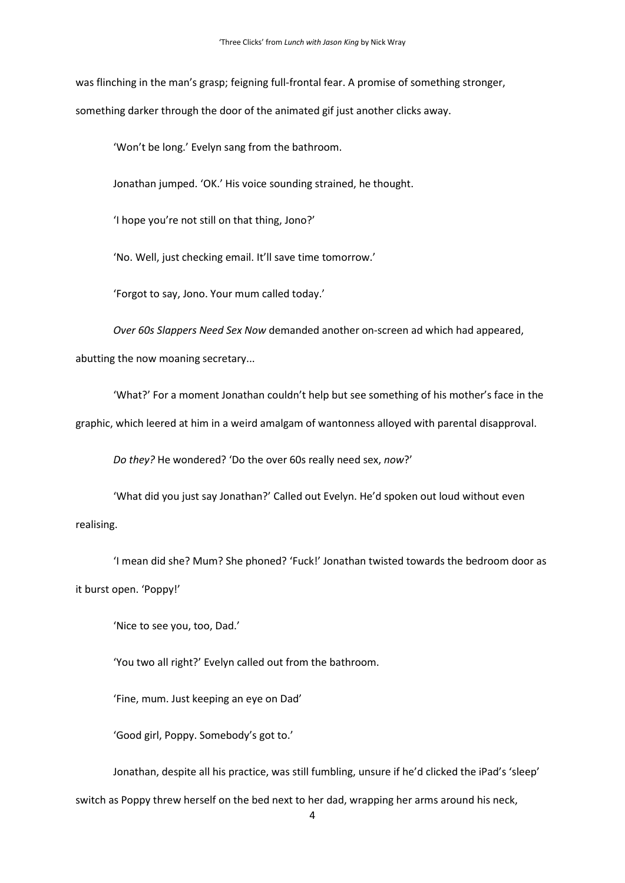was flinching in the man's grasp; feigning full-frontal fear. A promise of something stronger, something darker through the door of the animated gif just another clicks away.

'Won't be long.' Evelyn sang from the bathroom.

Jonathan jumped. 'OK.' His voice sounding strained, he thought.

'I hope you're not still on that thing, Jono?'

'No. Well, just checking email. It'll save time tomorrow.'

'Forgot to say, Jono. Your mum called today.'

*Over 60s Slappers Need Sex Now* demanded another on-screen ad which had appeared, abutting the now moaning secretary...

'What?' For a moment Jonathan couldn't help but see something of his mother's face in the graphic, which leered at him in a weird amalgam of wantonness alloyed with parental disapproval.

*Do they?* He wondered? 'Do the over 60s really need sex, *now*?'

'What did you just say Jonathan?' Called out Evelyn. He'd spoken out loud without even realising.

'I mean did she? Mum? She phoned? 'Fuck!' Jonathan twisted towards the bedroom door as it burst open. 'Poppy!'

'Nice to see you, too, Dad.'

'You two all right?' Evelyn called out from the bathroom.

'Fine, mum. Just keeping an eye on Dad'

'Good girl, Poppy. Somebody's got to.'

Jonathan, despite all his practice, was still fumbling, unsure if he'd clicked the iPad's 'sleep' switch as Poppy threw herself on the bed next to her dad, wrapping her arms around his neck,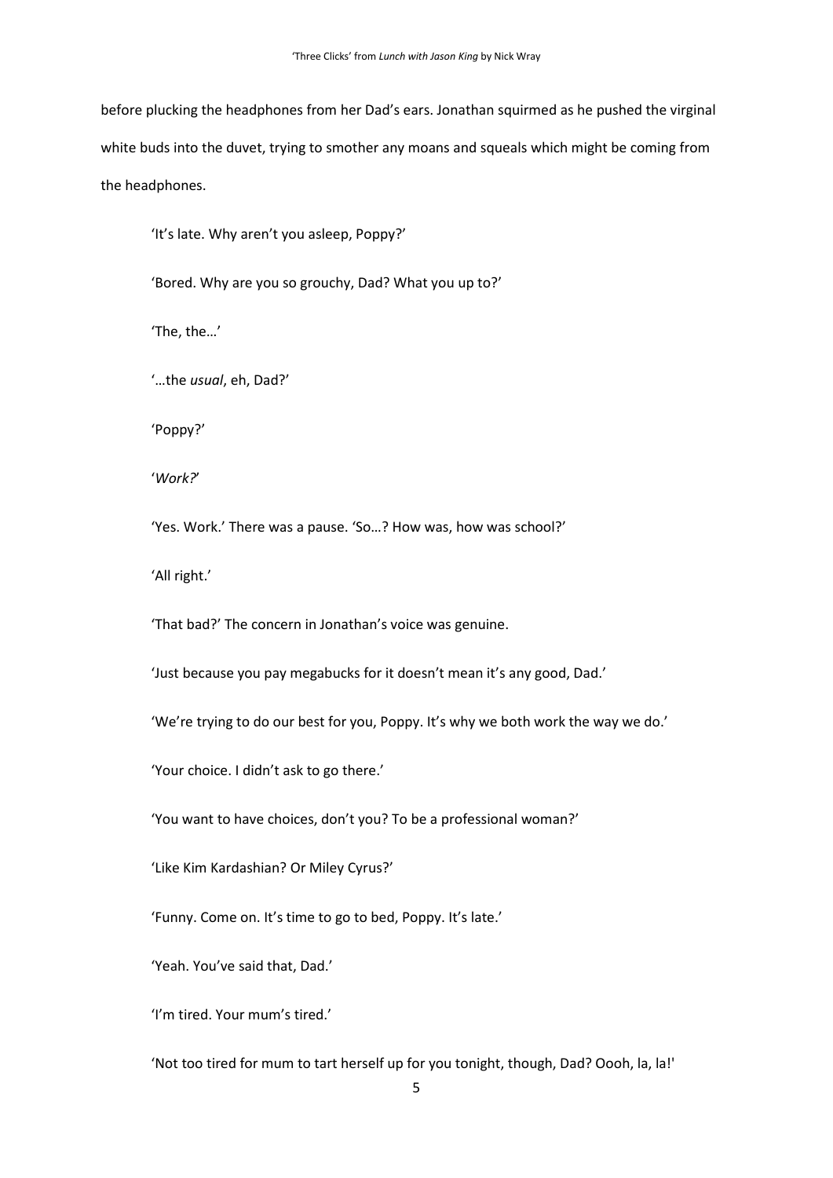before plucking the headphones from her Dad's ears. Jonathan squirmed as he pushed the virginal white buds into the duvet, trying to smother any moans and squeals which might be coming from the headphones.

'It's late. Why aren't you asleep, Poppy?'

'Bored. Why are you so grouchy, Dad? What you up to?'

'The, the…'

'…the *usual*, eh, Dad?'

'Poppy?'

'*Work?*'

'Yes. Work.' There was a pause. 'So…? How was, how was school?'

'All right.'

'That bad?' The concern in Jonathan's voice was genuine.

'Just because you pay megabucks for it doesn't mean it's any good, Dad.'

'We're trying to do our best for you, Poppy. It's why we both work the way we do.'

'Your choice. I didn't ask to go there.'

'You want to have choices, don't you? To be a professional woman?'

'Like Kim Kardashian? Or Miley Cyrus?'

'Funny. Come on. It's time to go to bed, Poppy. It's late.'

'Yeah. You've said that, Dad.'

'I'm tired. Your mum's tired.'

'Not too tired for mum to tart herself up for you tonight, though, Dad? Oooh, la, la!'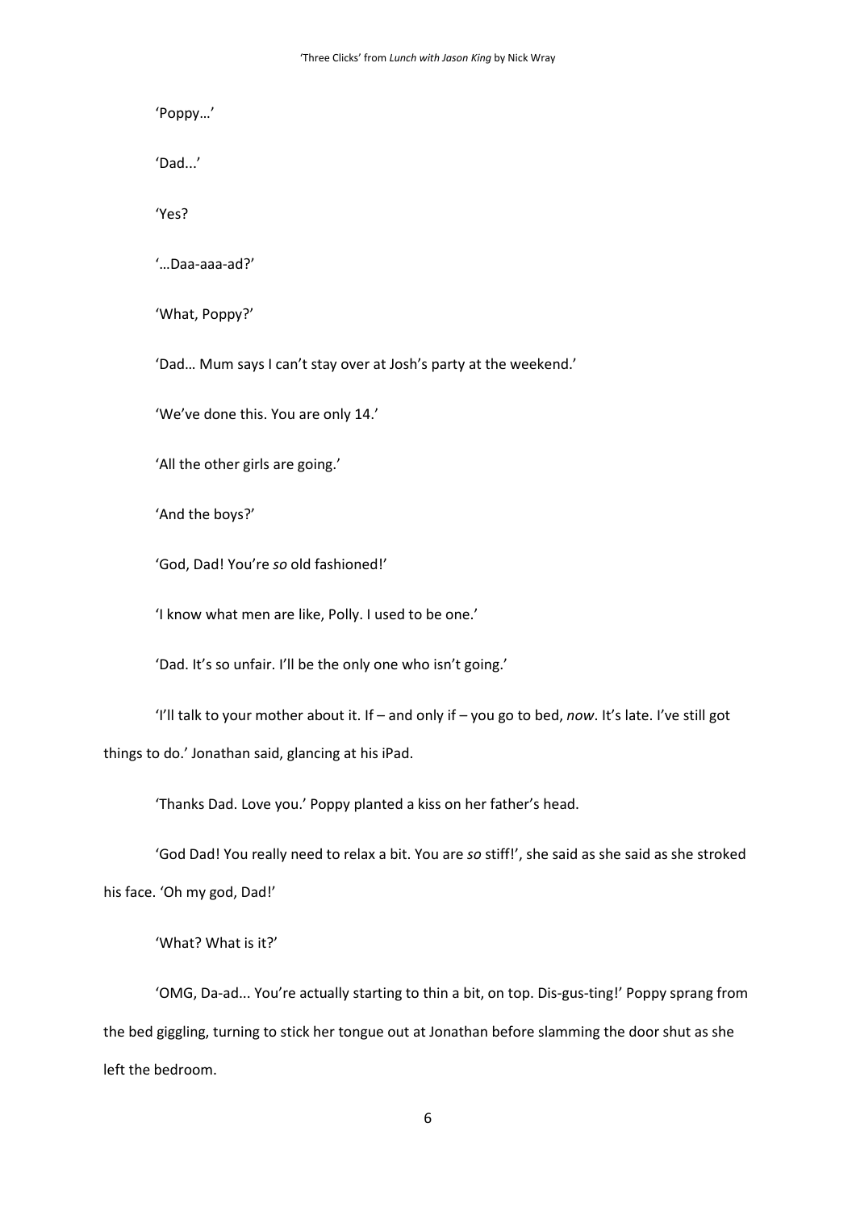'Poppy…'

'Dad...'

'Yes?

'…Daa-aaa-ad?'

'What, Poppy?'

'Dad… Mum says I can't stay over at Josh's party at the weekend.'

'We've done this. You are only 14.'

'All the other girls are going.'

'And the boys?'

'God, Dad! You're *so* old fashioned!'

'I know what men are like, Polly. I used to be one.'

'Dad. It's so unfair. I'll be the only one who isn't going.'

'I'll talk to your mother about it. If – and only if – you go to bed, *now*. It's late. I've still got things to do.' Jonathan said, glancing at his iPad.

'Thanks Dad. Love you.' Poppy planted a kiss on her father's head.

'God Dad! You really need to relax a bit. You are *so* stiff!', she said as she said as she stroked his face. 'Oh my god, Dad!'

'What? What is it?'

'OMG, Da-ad... You're actually starting to thin a bit, on top. Dis-gus-ting!' Poppy sprang from the bed giggling, turning to stick her tongue out at Jonathan before slamming the door shut as she left the bedroom.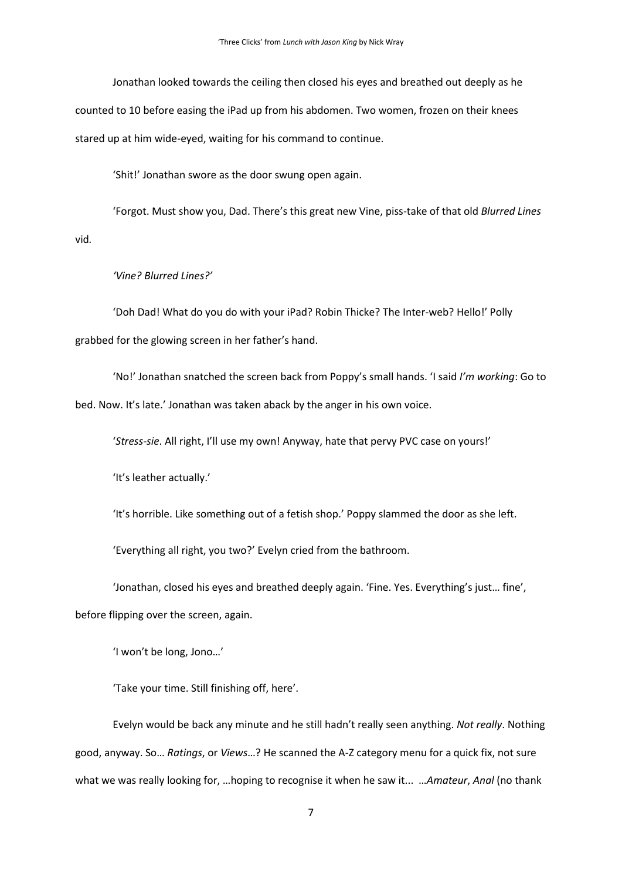Jonathan looked towards the ceiling then closed his eyes and breathed out deeply as he counted to 10 before easing the iPad up from his abdomen. Two women, frozen on their knees stared up at him wide-eyed, waiting for his command to continue.

'Shit!' Jonathan swore as the door swung open again.

'Forgot. Must show you, Dad. There's this great new Vine, piss-take of that old *Blurred Lines* vid.

*'Vine? Blurred Lines?'*

'Doh Dad! What do you do with your iPad? Robin Thicke? The Inter-web? Hello!' Polly grabbed for the glowing screen in her father's hand.

'No!' Jonathan snatched the screen back from Poppy's small hands. 'I said *I'm working*: Go to bed. Now. It's late.' Jonathan was taken aback by the anger in his own voice.

'*Stress-sie*. All right, I'll use my own! Anyway, hate that pervy PVC case on yours!'

'It's leather actually.'

'It's horrible. Like something out of a fetish shop.' Poppy slammed the door as she left.

'Everything all right, you two?' Evelyn cried from the bathroom.

'Jonathan, closed his eyes and breathed deeply again. 'Fine. Yes. Everything's just… fine', before flipping over the screen, again.

'I won't be long, Jono…'

'Take your time. Still finishing off, here'.

Evelyn would be back any minute and he still hadn't really seen anything. *Not really*. Nothing good, anyway. So… *Ratings*, or *Views*…? He scanned the A-Z category menu for a quick fix, not sure what we was really looking for, …hoping to recognise it when he saw it... …*Amateur*, *Anal* (no thank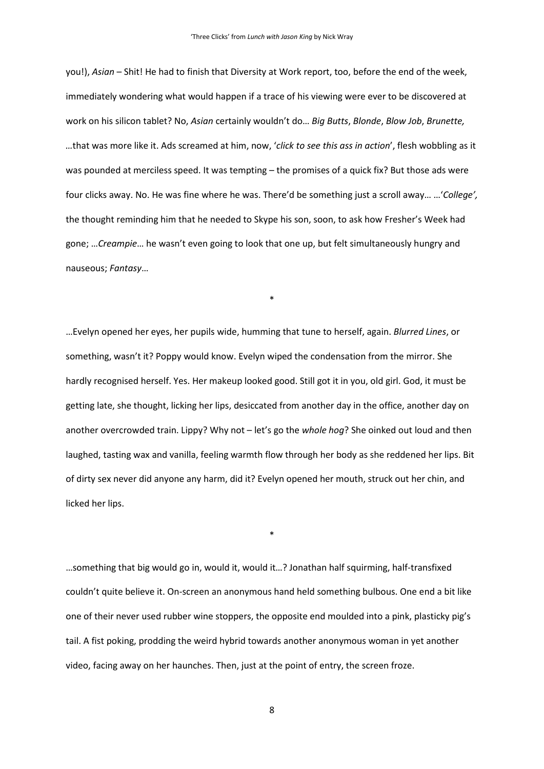you!), *Asian* – Shit! He had to finish that Diversity at Work report, too, before the end of the week, immediately wondering what would happen if a trace of his viewing were ever to be discovered at work on his silicon tablet? No, *Asian* certainly wouldn't do… *Big Butts*, *Blonde*, *Blow Job*, *Brunette,* …that was more like it. Ads screamed at him, now, '*click to see this ass in action*', flesh wobbling as it was pounded at merciless speed. It was tempting – the promises of a quick fix? But those ads were four clicks away. No. He was fine where he was. There'd be something just a scroll away… …'*College',* the thought reminding him that he needed to Skype his son, soon, to ask how Fresher's Week had gone; …*Creampie*… he wasn't even going to look that one up, but felt simultaneously hungry and nauseous; *Fantasy*…

*

…Evelyn opened her eyes, her pupils wide, humming that tune to herself, again. *Blurred Lines*, or something, wasn't it? Poppy would know. Evelyn wiped the condensation from the mirror. She hardly recognised herself. Yes. Her makeup looked good. Still got it in you, old girl. God, it must be getting late, she thought, licking her lips, desiccated from another day in the office, another day on another overcrowded train. Lippy? Why not – let's go the *whole hog*? She oinked out loud and then laughed, tasting wax and vanilla, feeling warmth flow through her body as she reddened her lips. Bit of dirty sex never did anyone any harm, did it? Evelyn opened her mouth, struck out her chin, and licked her lips.

*

…something that big would go in, would it, would it…? Jonathan half squirming, half-transfixed couldn't quite believe it. On-screen an anonymous hand held something bulbous. One end a bit like one of their never used rubber wine stoppers, the opposite end moulded into a pink, plasticky pig's tail. A fist poking, prodding the weird hybrid towards another anonymous woman in yet another video, facing away on her haunches. Then, just at the point of entry, the screen froze.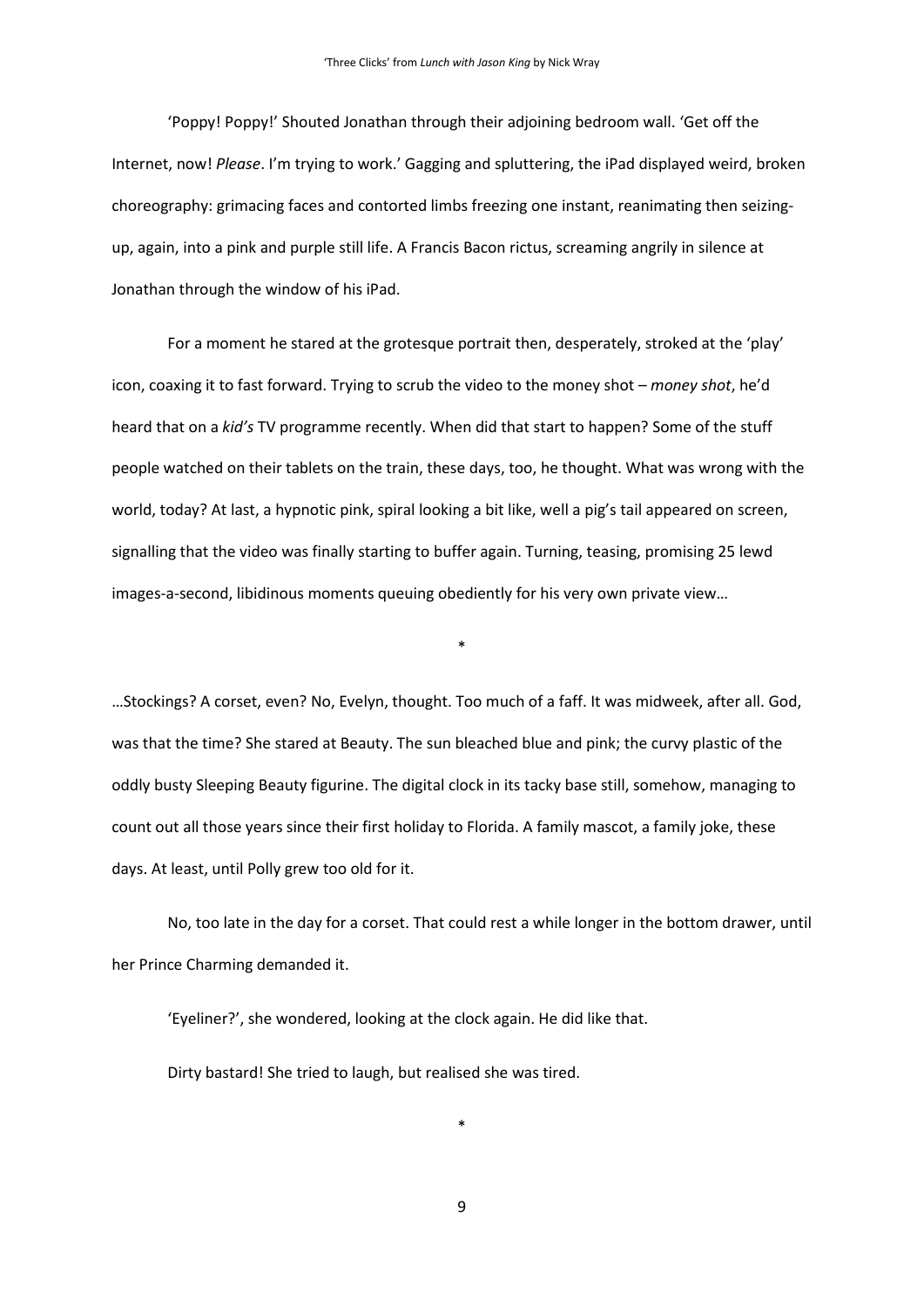'Poppy! Poppy!' Shouted Jonathan through their adjoining bedroom wall. 'Get off the Internet, now! *Please*. I'm trying to work.' Gagging and spluttering, the iPad displayed weird, broken choreography: grimacing faces and contorted limbs freezing one instant, reanimating then seizing-up, again, into a pink and purple still life. A Francis Bacon rictus, screaming angrily in silence at Jonathan through the window of his iPad.

For a moment he stared at the grotesque portrait then, desperately, stroked at the 'play' icon, coaxing it to fast forward. Trying to scrub the video to the money shot – *money shot*, he'd heard that on a *kid's* TV programme recently. When did that start to happen? Some of the stuff people watched on their tablets on the train, these days, too, he thought. What was wrong with the world, today? At last, a hypnotic pink, spiral looking a bit like, well a pig's tail appeared on screen, signalling that the video was finally starting to buffer again. Turning, teasing, promising 25 lewd images-a-second, libidinous moments queuing obediently for his very own private view…

*

…Stockings? A corset, even? No, Evelyn, thought. Too much of a faff. It was midweek, after all. God, was that the time? She stared at Beauty. The sun bleached blue and pink; the curvy plastic of the oddly busty Sleeping Beauty figurine. The digital clock in its tacky base still, somehow, managing to count out all those years since their first holiday to Florida. A family mascot, a family joke, these days. At least, until Polly grew too old for it.

No, too late in the day for a corset. That could rest a while longer in the bottom drawer, until her Prince Charming demanded it.

'Eyeliner?', she wondered, looking at the clock again. He did like that.

Dirty bastard! She tried to laugh, but realised she was tired.

*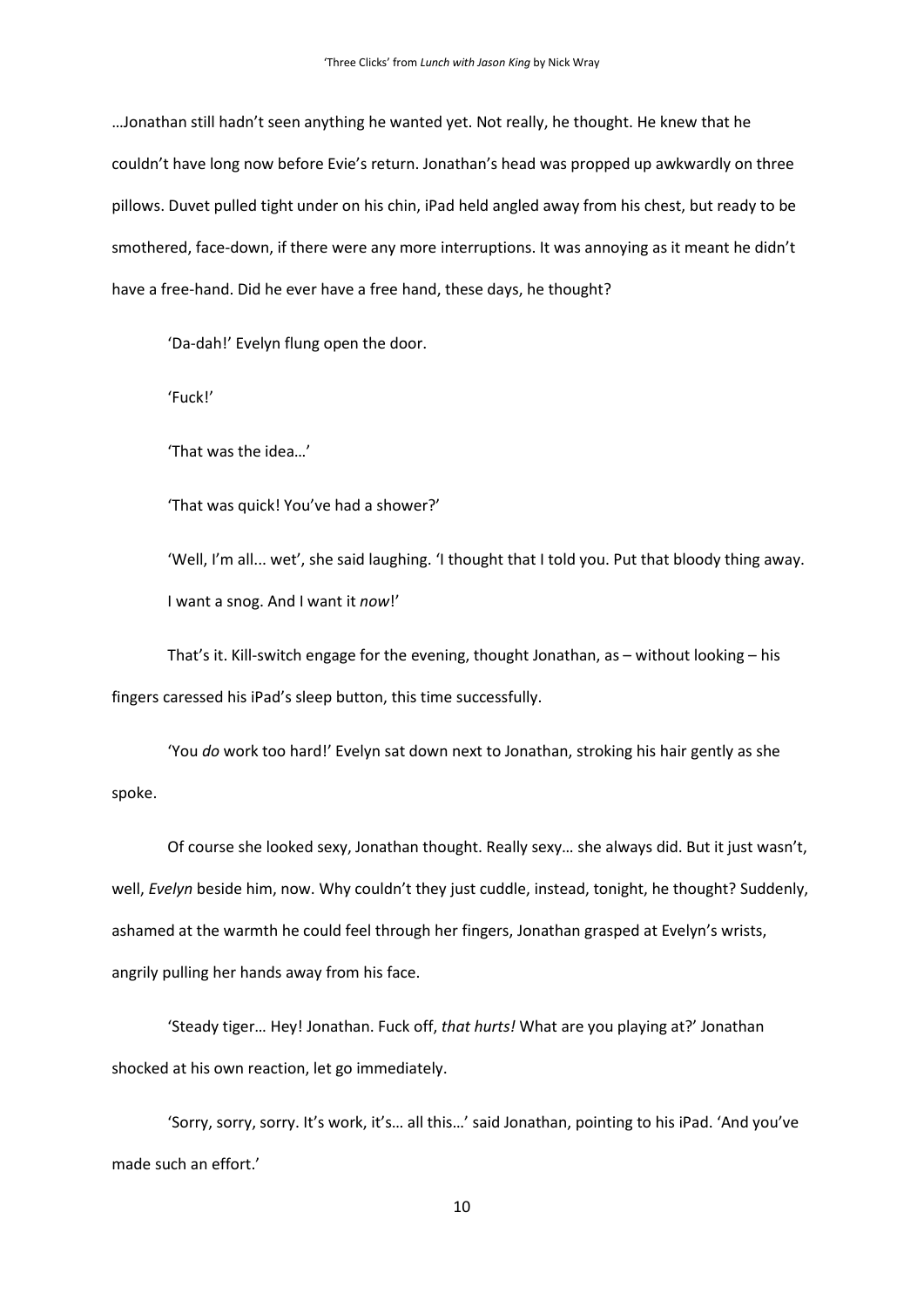…Jonathan still hadn't seen anything he wanted yet. Not really, he thought. He knew that he couldn't have long now before Evie's return. Jonathan's head was propped up awkwardly on three pillows. Duvet pulled tight under on his chin, iPad held angled away from his chest, but ready to be smothered, face-down, if there were any more interruptions. It was annoying as it meant he didn't have a free-hand. Did he ever have a free hand, these days, he thought?

'Da-dah!' Evelyn flung open the door.

'Fuck!'

'That was the idea…'

'That was quick! You've had a shower?'

'Well, I'm all... wet', she said laughing. 'I thought that I told you. Put that bloody thing away. I want a snog. And I want it *now*!'

That's it. Kill-switch engage for the evening, thought Jonathan, as – without looking – his fingers caressed his iPad's sleep button, this time successfully.

'You *do* work too hard!' Evelyn sat down next to Jonathan, stroking his hair gently as she spoke.

Of course she looked sexy, Jonathan thought. Really sexy… she always did. But it just wasn't, well, *Evelyn* beside him, now. Why couldn't they just cuddle, instead, tonight, he thought? Suddenly, ashamed at the warmth he could feel through her fingers, Jonathan grasped at Evelyn's wrists, angrily pulling her hands away from his face.

'Steady tiger… Hey! Jonathan. Fuck off, *that hurts!* What are you playing at?' Jonathan shocked at his own reaction, let go immediately.

'Sorry, sorry, sorry. It's work, it's… all this…' said Jonathan, pointing to his iPad. 'And you've made such an effort.'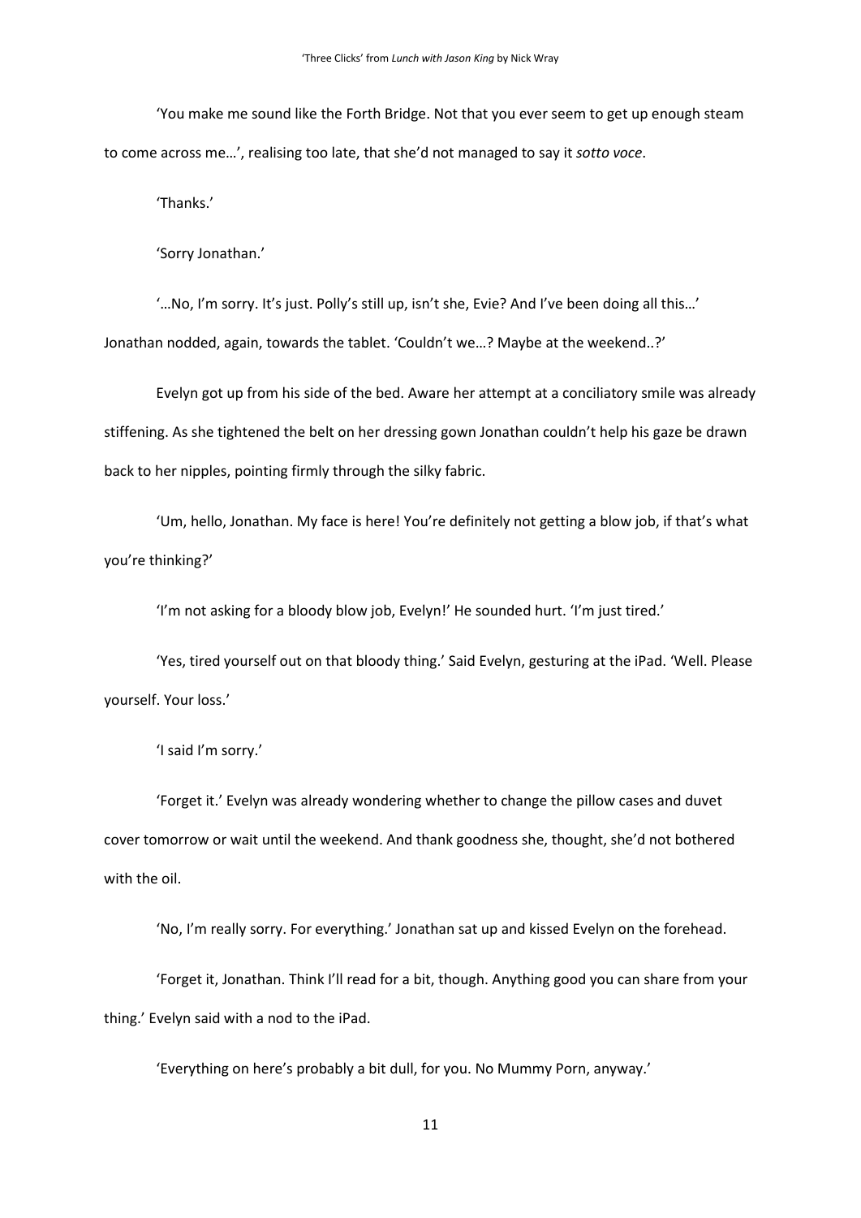'You make me sound like the Forth Bridge. Not that you ever seem to get up enough steam to come across me…', realising too late, that she'd not managed to say it *sotto voce*.

'Thanks.'

'Sorry Jonathan.'

'…No, I'm sorry. It's just. Polly's still up, isn't she, Evie? And I've been doing all this…' Jonathan nodded, again, towards the tablet. 'Couldn't we…? Maybe at the weekend..?'

Evelyn got up from his side of the bed. Aware her attempt at a conciliatory smile was already stiffening. As she tightened the belt on her dressing gown Jonathan couldn't help his gaze be drawn back to her nipples, pointing firmly through the silky fabric.

'Um, hello, Jonathan. My face is here! You're definitely not getting a blow job, if that's what you're thinking?'

'I'm not asking for a bloody blow job, Evelyn!' He sounded hurt. 'I'm just tired.'

'Yes, tired yourself out on that bloody thing.' Said Evelyn, gesturing at the iPad. 'Well. Please yourself. Your loss.'

'I said I'm sorry.'

'Forget it.' Evelyn was already wondering whether to change the pillow cases and duvet cover tomorrow or wait until the weekend. And thank goodness she, thought, she'd not bothered with the oil.

'No, I'm really sorry. For everything.' Jonathan sat up and kissed Evelyn on the forehead.

'Forget it, Jonathan. Think I'll read for a bit, though. Anything good you can share from your thing.' Evelyn said with a nod to the iPad.

'Everything on here's probably a bit dull, for you. No Mummy Porn, anyway.'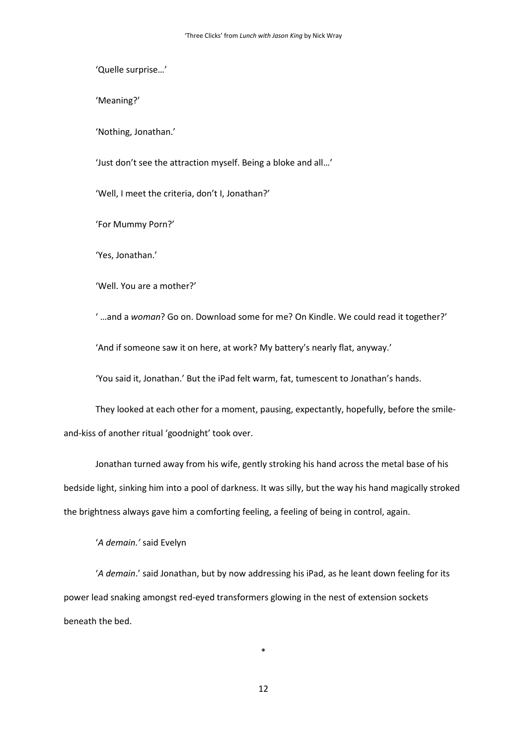'Quelle surprise…'

'Meaning?'

'Nothing, Jonathan.'

'Just don't see the attraction myself. Being a bloke and all…'

'Well, I meet the criteria, don't I, Jonathan?'

'For Mummy Porn?'

'Yes, Jonathan.'

'Well. You are a mother?'

' …and a *woman*? Go on. Download some for me? On Kindle. We could read it together?'

'And if someone saw it on here, at work? My battery's nearly flat, anyway.'

'You said it, Jonathan.' But the iPad felt warm, fat, tumescent to Jonathan's hands.

They looked at each other for a moment, pausing, expectantly, hopefully, before the smile-and-kiss of another ritual 'goodnight' took over.

Jonathan turned away from his wife, gently stroking his hand across the metal base of his bedside light, sinking him into a pool of darkness. It was silly, but the way his hand magically stroked the brightness always gave him a comforting feeling, a feeling of being in control, again.

'*A demain.*' said Evelyn

'*A demain*.' said Jonathan, but by now addressing his iPad, as he leant down feeling for its power lead snaking amongst red-eyed transformers glowing in the nest of extension sockets beneath the bed.

*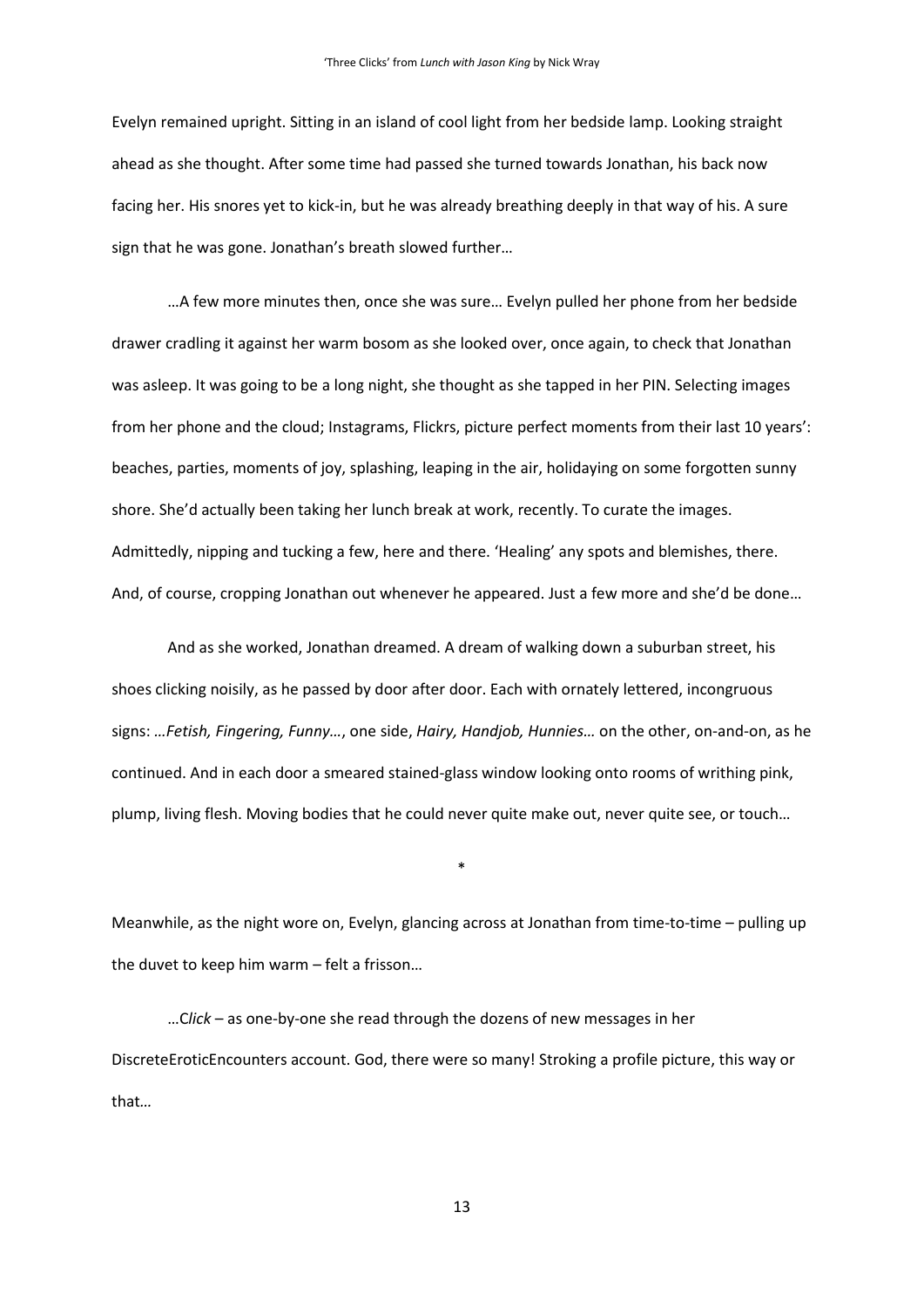Evelyn remained upright. Sitting in an island of cool light from her bedside lamp. Looking straight ahead as she thought. After some time had passed she turned towards Jonathan, his back now facing her. His snores yet to kick-in, but he was already breathing deeply in that way of his. A sure sign that he was gone. Jonathan's breath slowed further…

…A few more minutes then, once she was sure… Evelyn pulled her phone from her bedside drawer cradling it against her warm bosom as she looked over, once again, to check that Jonathan was asleep. It was going to be a long night, she thought as she tapped in her PIN. Selecting images from her phone and the cloud; Instagrams, Flickrs, picture perfect moments from their last 10 years': beaches, parties, moments of joy, splashing, leaping in the air, holidaying on some forgotten sunny shore. She'd actually been taking her lunch break at work, recently. To curate the images. Admittedly, nipping and tucking a few, here and there. 'Healing' any spots and blemishes, there. And, of course, cropping Jonathan out whenever he appeared. Just a few more and she'd be done…

And as she worked, Jonathan dreamed. A dream of walking down a suburban street, his shoes clicking noisily, as he passed by door after door. Each with ornately lettered, incongruous signs: *…Fetish, Fingering, Funny…*, one side, *Hairy, Handjob, Hunnies…* on the other, on-and-on, as he continued. And in each door a smeared stained-glass window looking onto rooms of writhing pink, plump, living flesh. Moving bodies that he could never quite make out, never quite see, or touch…

*

Meanwhile, as the night wore on, Evelyn, glancing across at Jonathan from time-to-time – pulling up the duvet to keep him warm – felt a frisson…

…C*lick* – as one-by-one she read through the dozens of new messages in her DiscreteEroticEncounters account. God, there were so many! Stroking a profile picture, this way or that…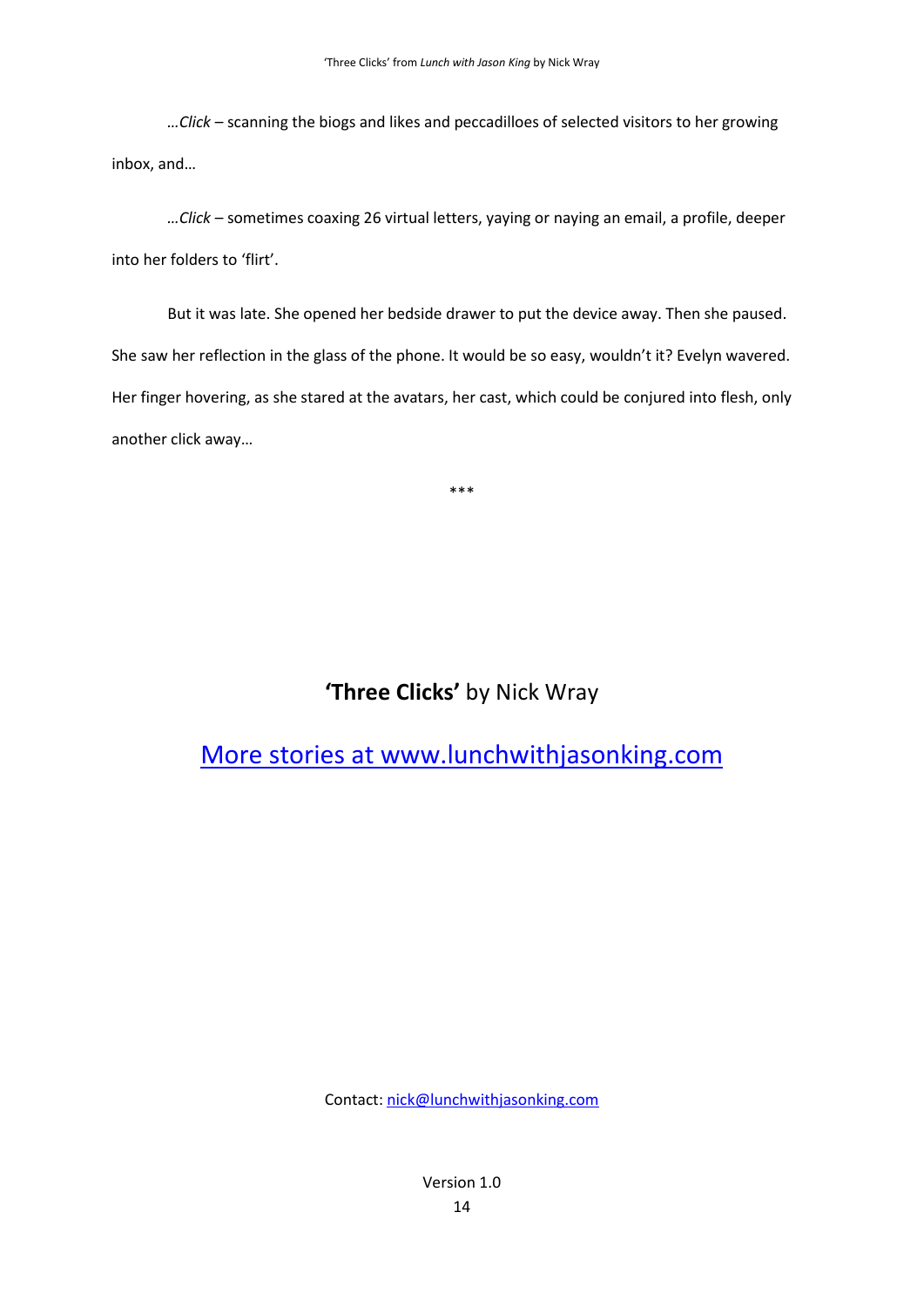*…Click* – scanning the biogs and likes and peccadilloes of selected visitors to her growing inbox, and…

*…Click* – sometimes coaxing 26 virtual letters, yaying or naying an email, a profile, deeper into her folders to 'flirt'.

But it was late. She opened her bedside drawer to put the device away. Then she paused. She saw her reflection in the glass of the phone. It would be so easy, wouldn't it? Evelyn wavered. Her finger hovering, as she stared at the avatars, her cast, which could be conjured into flesh, only another click away…

***

**'Three Clicks'** by Nick Wray

[More stories at www.lunchwithjasonking.com](http://www.lunchwithjasonking.com)

Contact: [nick@lunchwithjasonking.com](mailto:nick@lunchwithjasonking.com)

Version 1.0